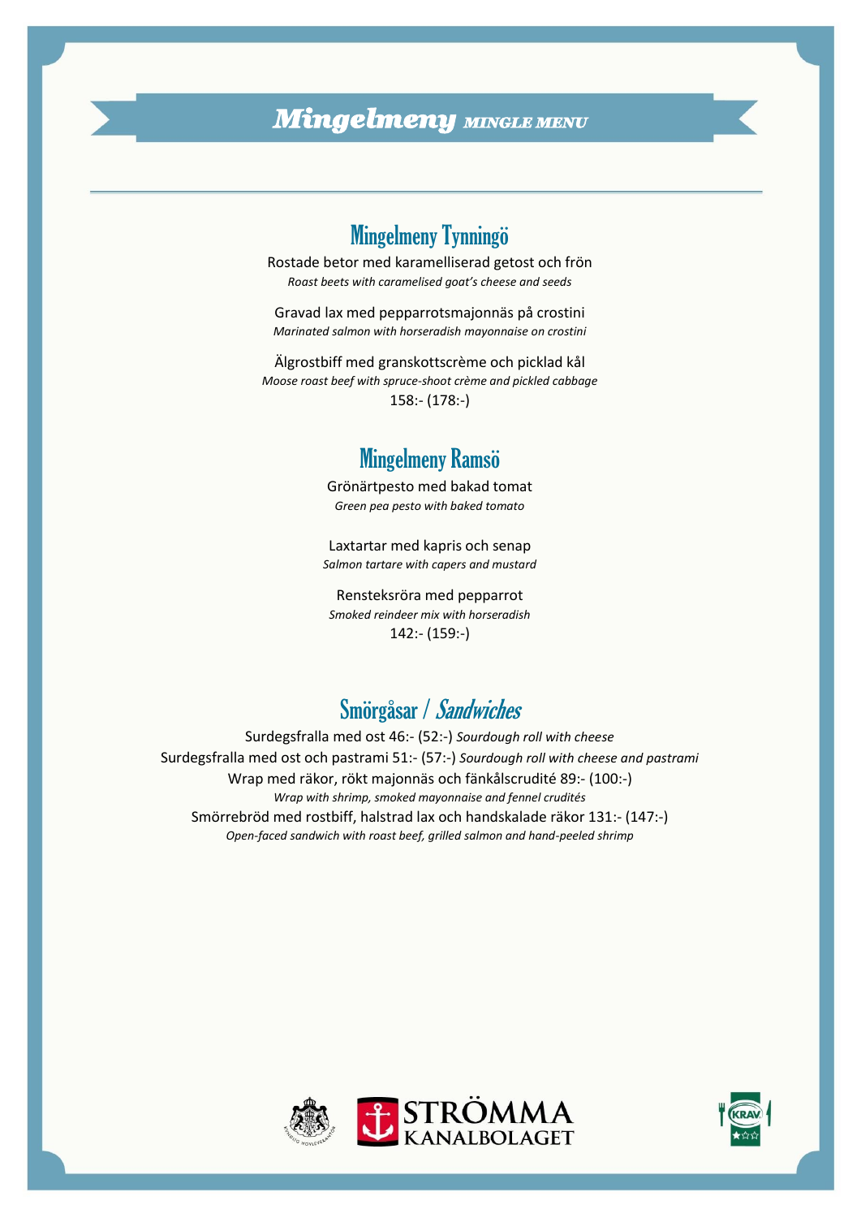# *Mingelmeny* *MINGLE MENU*

## Mingelmeny Tynningö

Rostade betor med karamelliserad getost och frön
*Roast beets with caramelised goat's cheese and seeds*

Gravad lax med pepparrotsmajonnäs på crostini
*Marinated salmon with horseradish mayonnaise on crostini*

Älgrostbiff med granskottscrème och picklad kål
*Moose roast beef with spruce-shoot crème and pickled cabbage*
158:- (178:-)

## Mingelmeny Ramsö

Grönärtpesto med bakad tomat
*Green pea pesto with baked tomato*

Laxtartar med kapris och senap
*Salmon tartare with capers and mustard*

Rensteksröra med pepparrot
*Smoked reindeer mix with horseradish*
142:- (159:-)

## Smörgåsar / *Sandwiches*

Surdegsfralla med ost 46:- (52:-) *Sourdough roll with cheese*
Surdegsfralla med ost och pastrami 51:- (57:-) *Sourdough roll with cheese and pastrami*
Wrap med räkor, rökt majonnäs och fänkålscrudité 89:- (100:-)
*Wrap with shrimp, smoked mayonnaise and fennel crudités*
Smörrebröd med rostbiff, halstrad lax och handskalade räkor 131:- (147:-)
*Open-faced sandwich with roast beef, grilled salmon and hand-peeled shrimp*

STRÖMMA KANALBOLAGET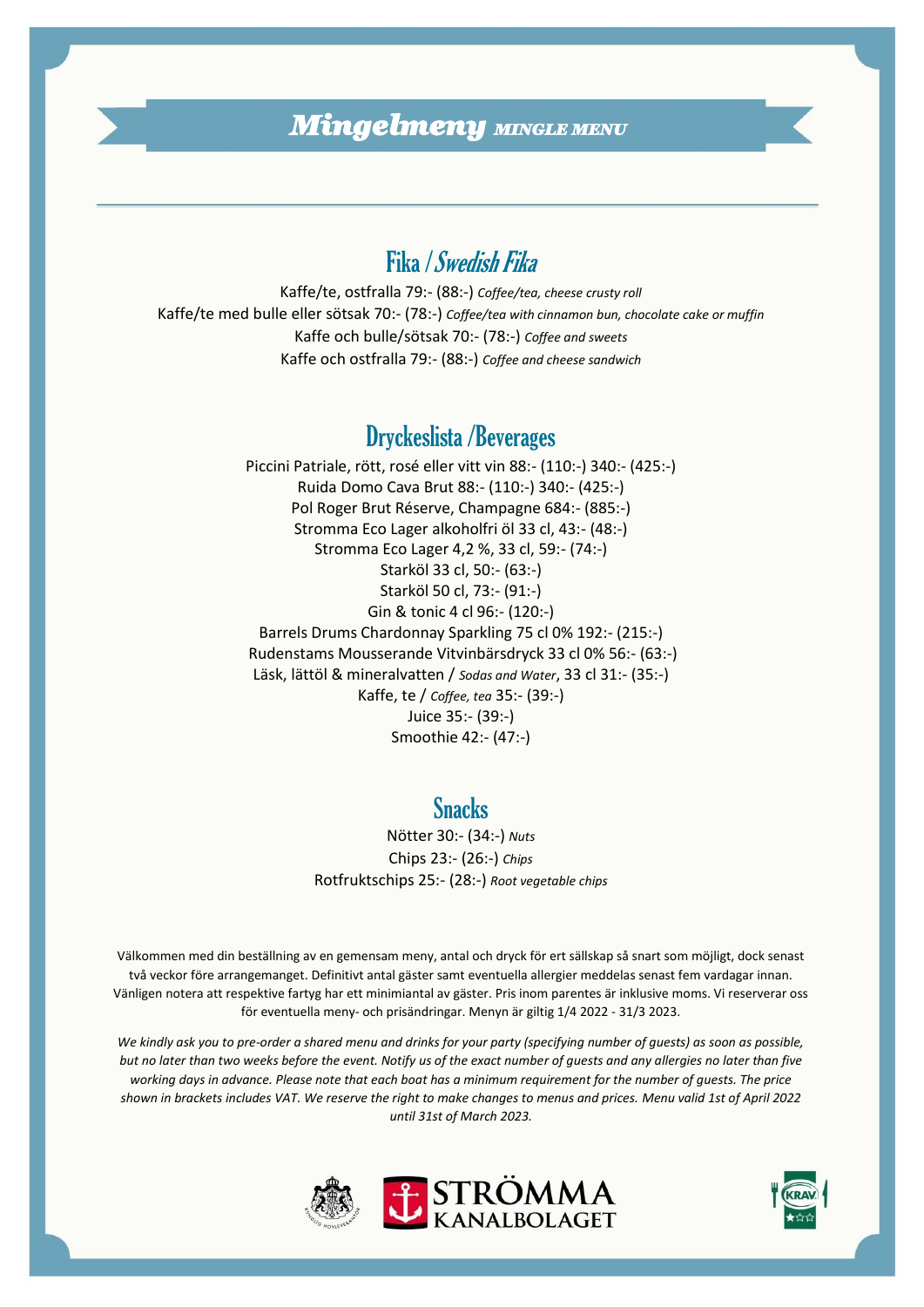# *Mingelmeny* MINGLE MENU

## Fika / *Swedish Fika*

Kaffe/te, ostfralla 79:- (88:-) *Coffee/tea, cheese crusty roll*
Kaffe/te med bulle eller sötsak 70:- (78:-) *Coffee/tea with cinnamon bun, chocolate cake or muffin*
Kaffe och bulle/sötsak 70:- (78:-) *Coffee and sweets*
Kaffe och ostfralla 79:- (88:-) *Coffee and cheese sandwich*

## Dryckeslista /Beverages

Piccini Patriale, rött, rosé eller vitt vin 88:- (110:-) 340:- (425:-)
Ruida Domo Cava Brut 88:- (110:-) 340:- (425:-)
Pol Roger Brut Réserve, Champagne 684:- (885:-)
Stromma Eco Lager alkoholfri öl 33 cl, 43:- (48:-)
Stromma Eco Lager 4,2 %, 33 cl, 59:- (74:-)
Starköl 33 cl, 50:- (63:-)
Starköl 50 cl, 73:- (91:-)
Gin & tonic 4 cl 96:- (120:-)
Barrels Drums Chardonnay Sparkling 75 cl 0% 192:- (215:-)
Rudenstams Mousserande Vitvinbärsdryck 33 cl 0% 56:- (63:-)
Läsk, lättöl & mineralvatten / *Sodas and Water*, 33 cl 31:- (35:-)
Kaffe, te / *Coffee, tea* 35:- (39:-)
Juice 35:- (39:-)
Smoothie 42:- (47:-)

## Snacks

Nötter 30:- (34:-) *Nuts*
Chips 23:- (26:-) *Chips*
Rotfruktschips 25:- (28:-) *Root vegetable chips*

Välkommen med din beställning av en gemensam meny, antal och dryck för ert sällskap så snart som möjligt, dock senast två veckor före arrangemanget. Definitivt antal gäster samt eventuella allergier meddelas senast fem vardagar innan. Vänligen notera att respektive fartyg har ett minimiantal av gäster. Pris inom parentes är inklusive moms. Vi reserverar oss för eventuella meny- och prisändringar. Menyn är giltig 1/4 2022 - 31/3 2023.

*We kindly ask you to pre-order a shared menu and drinks for your party (specifying number of guests) as soon as possible, but no later than two weeks before the event. Notify us of the exact number of guests and any allergies no later than five working days in advance. Please note that each boat has a minimum requirement for the number of guests. The price shown in brackets includes VAT. We reserve the right to make changes to menus and prices. Menu valid 1st of April 2022 until 31st of March 2023.*

STRÖMMA KANALBOLAGET